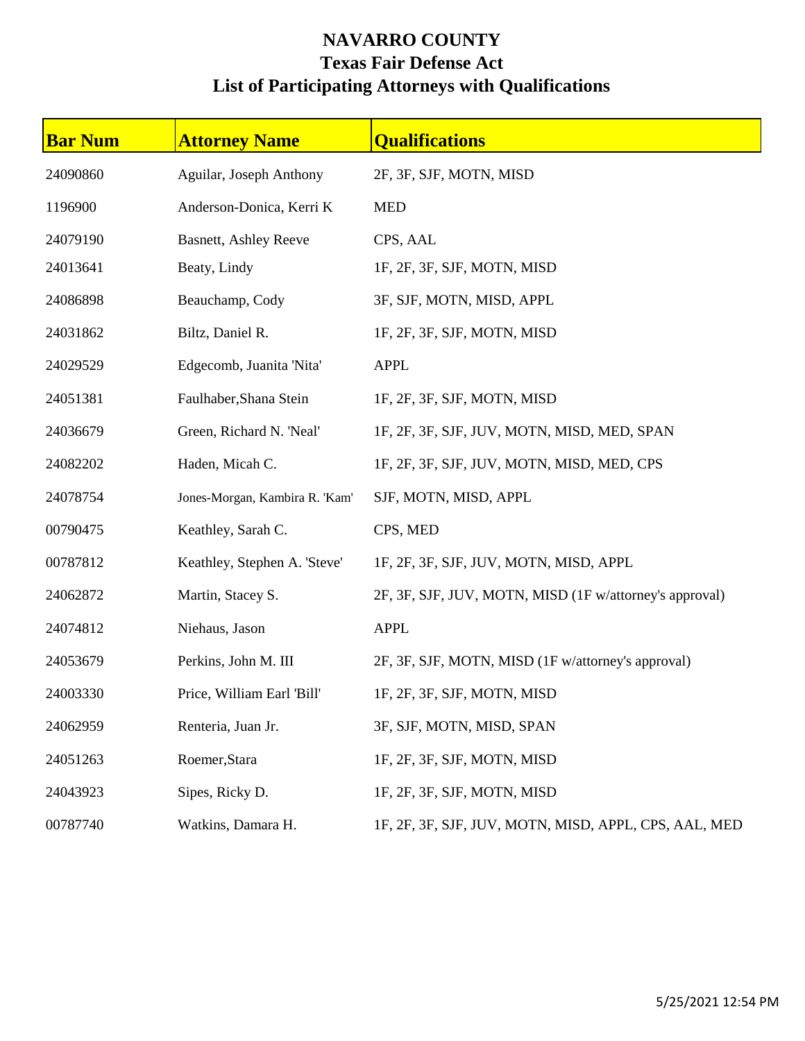# NAVARRO COUNTY
## Texas Fair Defense Act
## List of Participating Attorneys with Qualifications

| Bar Num | Attorney Name | Qualifications |
|---|---|---|
| 24090860 | Aguilar, Joseph Anthony | 2F, 3F, SJF, MOTN, MISD |
| 1196900 | Anderson-Donica, Kerri K | MED |
| 24079190 | Basnett, Ashley Reeve | CPS, AAL |
| 24013641 | Beaty, Lindy | 1F, 2F, 3F, SJF, MOTN, MISD |
| 24086898 | Beauchamp, Cody | 3F, SJF, MOTN, MISD, APPL |
| 24031862 | Biltz, Daniel R. | 1F, 2F, 3F, SJF, MOTN, MISD |
| 24029529 | Edgecomb, Juanita 'Nita' | APPL |
| 24051381 | Faulhaber,Shana Stein | 1F, 2F, 3F, SJF, MOTN, MISD |
| 24036679 | Green, Richard N. 'Neal' | 1F, 2F, 3F, SJF, JUV, MOTN, MISD, MED, SPAN |
| 24082202 | Haden, Micah C. | 1F, 2F, 3F, SJF, JUV, MOTN, MISD, MED, CPS |
| 24078754 | Jones-Morgan, Kambira R. 'Kam' | SJF, MOTN, MISD, APPL |
| 00790475 | Keathley, Sarah C. | CPS, MED |
| 00787812 | Keathley, Stephen A. 'Steve' | 1F, 2F, 3F, SJF, JUV, MOTN, MISD, APPL |
| 24062872 | Martin, Stacey S. | 2F, 3F, SJF, JUV, MOTN, MISD (1F w/attorney's approval) |
| 24074812 | Niehaus, Jason | APPL |
| 24053679 | Perkins, John M. III | 2F, 3F, SJF, MOTN, MISD (1F w/attorney's approval) |
| 24003330 | Price, William Earl 'Bill' | 1F, 2F, 3F, SJF, MOTN, MISD |
| 24062959 | Renteria, Juan Jr. | 3F, SJF, MOTN, MISD, SPAN |
| 24051263 | Roemer,Stara | 1F, 2F, 3F, SJF, MOTN, MISD |
| 24043923 | Sipes, Ricky D. | 1F, 2F, 3F, SJF, MOTN, MISD |
| 00787740 | Watkins, Damara H. | 1F, 2F, 3F, SJF, JUV, MOTN, MISD, APPL, CPS, AAL, MED |

5/25/2021 12:54 PM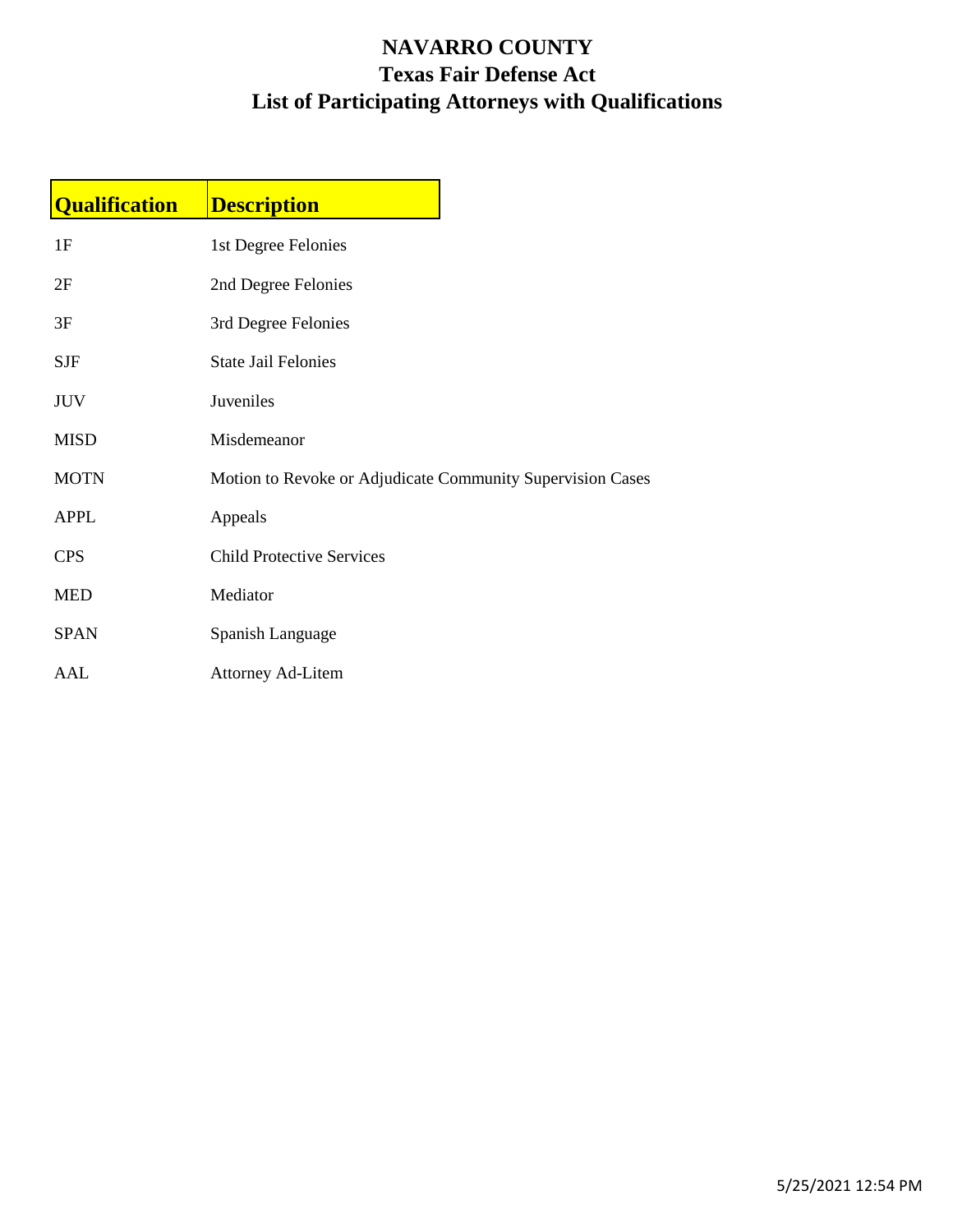# NAVARRO COUNTY
## Texas Fair Defense Act
## List of Participating Attorneys with Qualifications

| Qualification | Description |
|---|---|
| 1F | 1st Degree Felonies |
| 2F | 2nd Degree Felonies |
| 3F | 3rd Degree Felonies |
| SJF | State Jail Felonies |
| JUV | Juveniles |
| MISD | Misdemeanor |
| MOTN | Motion to Revoke or Adjudicate Community Supervision Cases |
| APPL | Appeals |
| CPS | Child Protective Services |
| MED | Mediator |
| SPAN | Spanish Language |
| AAL | Attorney Ad-Litem |

5/25/2021 12:54 PM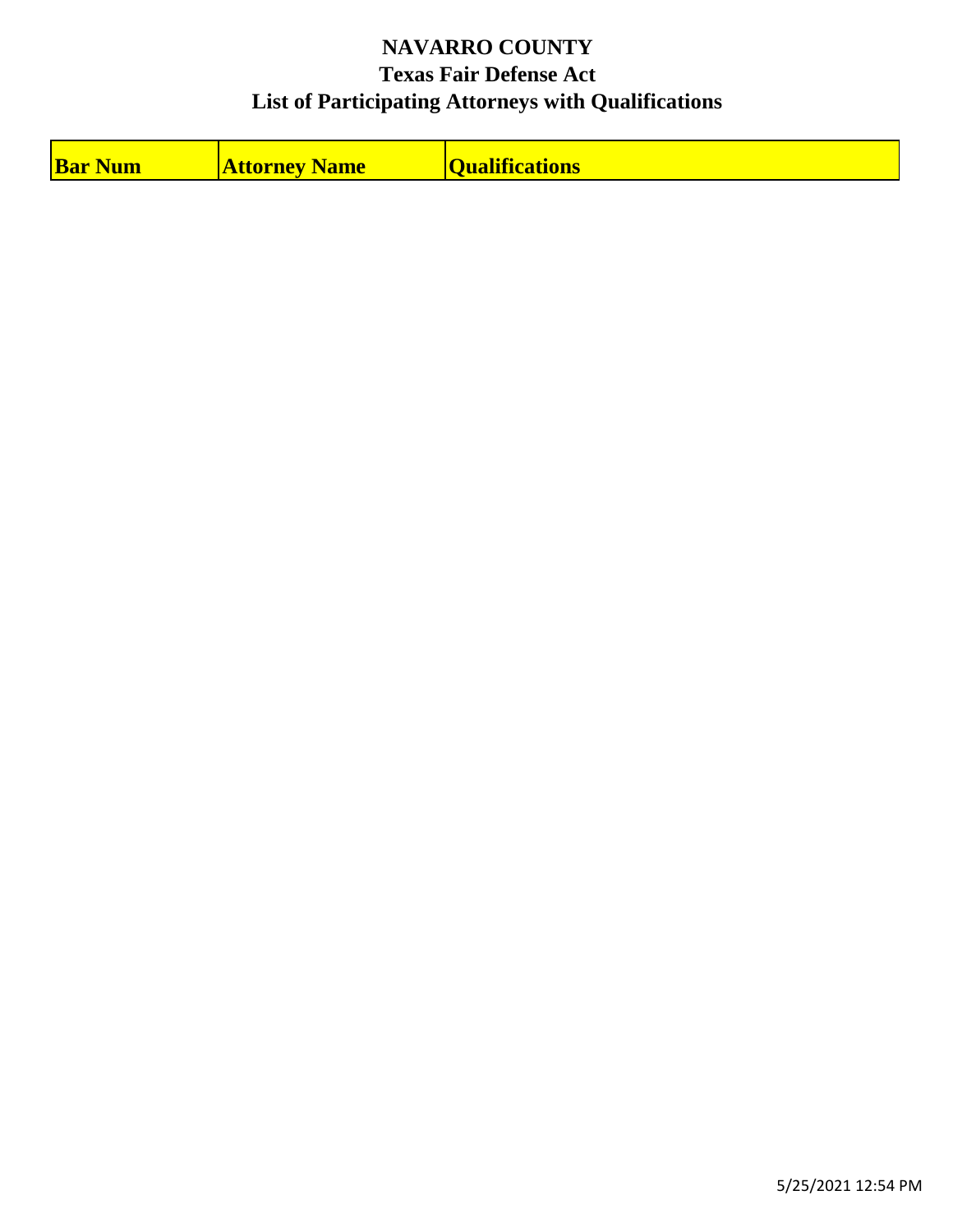# NAVARRO COUNTY

## Texas Fair Defense Act

## List of Participating Attorneys with Qualifications

| Bar Num | Attorney Name | Qualifications |
|---|---|---|

5/25/2021 12:54 PM